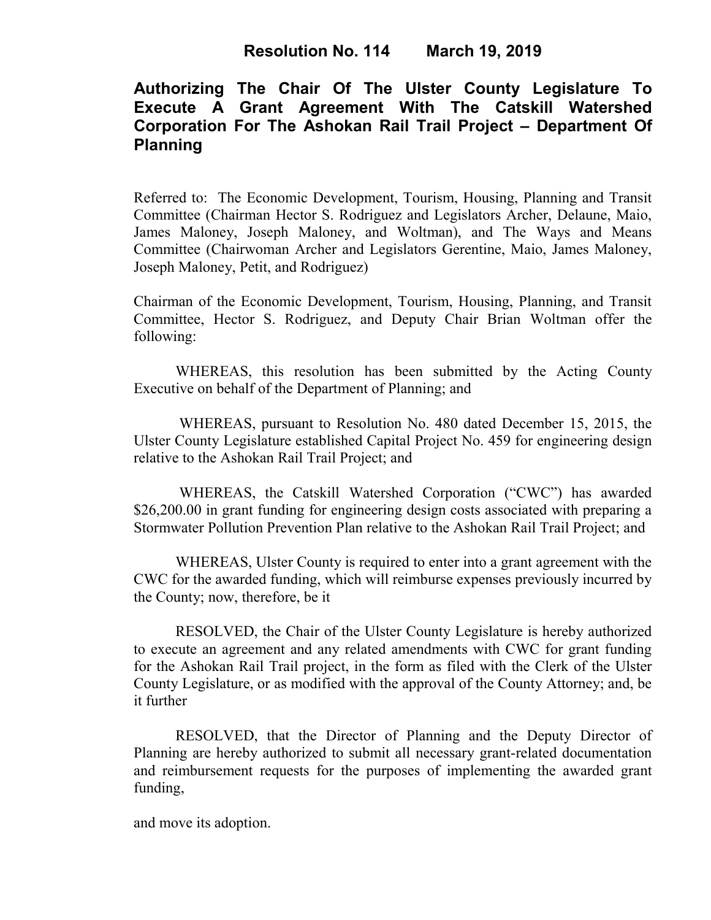# Resolution No. 114 March 19, 2019

## Authorizing The Chair Of The Ulster County Legislature To Execute A Grant Agreement With The Catskill Watershed Corporation For The Ashokan Rail Trail Project – Department Of Planning

Referred to: The Economic Development, Tourism, Housing, Planning and Transit Committee (Chairman Hector S. Rodriguez and Legislators Archer, Delaune, Maio, James Maloney, Joseph Maloney, and Woltman), and The Ways and Means Committee (Chairwoman Archer and Legislators Gerentine, Maio, James Maloney, Joseph Maloney, Petit, and Rodriguez)

Chairman of the Economic Development, Tourism, Housing, Planning, and Transit Committee, Hector S. Rodriguez, and Deputy Chair Brian Woltman offer the following:

WHEREAS, this resolution has been submitted by the Acting County Executive on behalf of the Department of Planning; and

WHEREAS, pursuant to Resolution No. 480 dated December 15, 2015, the Ulster County Legislature established Capital Project No. 459 for engineering design relative to the Ashokan Rail Trail Project; and

WHEREAS, the Catskill Watershed Corporation ("CWC") has awarded $26,200.00 in grant funding for engineering design costs associated with preparing a Stormwater Pollution Prevention Plan relative to the Ashokan Rail Trail Project; and

WHEREAS, Ulster County is required to enter into a grant agreement with the CWC for the awarded funding, which will reimburse expenses previously incurred by the County; now, therefore, be it

RESOLVED, the Chair of the Ulster County Legislature is hereby authorized to execute an agreement and any related amendments with CWC for grant funding for the Ashokan Rail Trail project, in the form as filed with the Clerk of the Ulster County Legislature, or as modified with the approval of the County Attorney; and, be it further

RESOLVED, that the Director of Planning and the Deputy Director of Planning are hereby authorized to submit all necessary grant-related documentation and reimbursement requests for the purposes of implementing the awarded grant funding,

and move its adoption.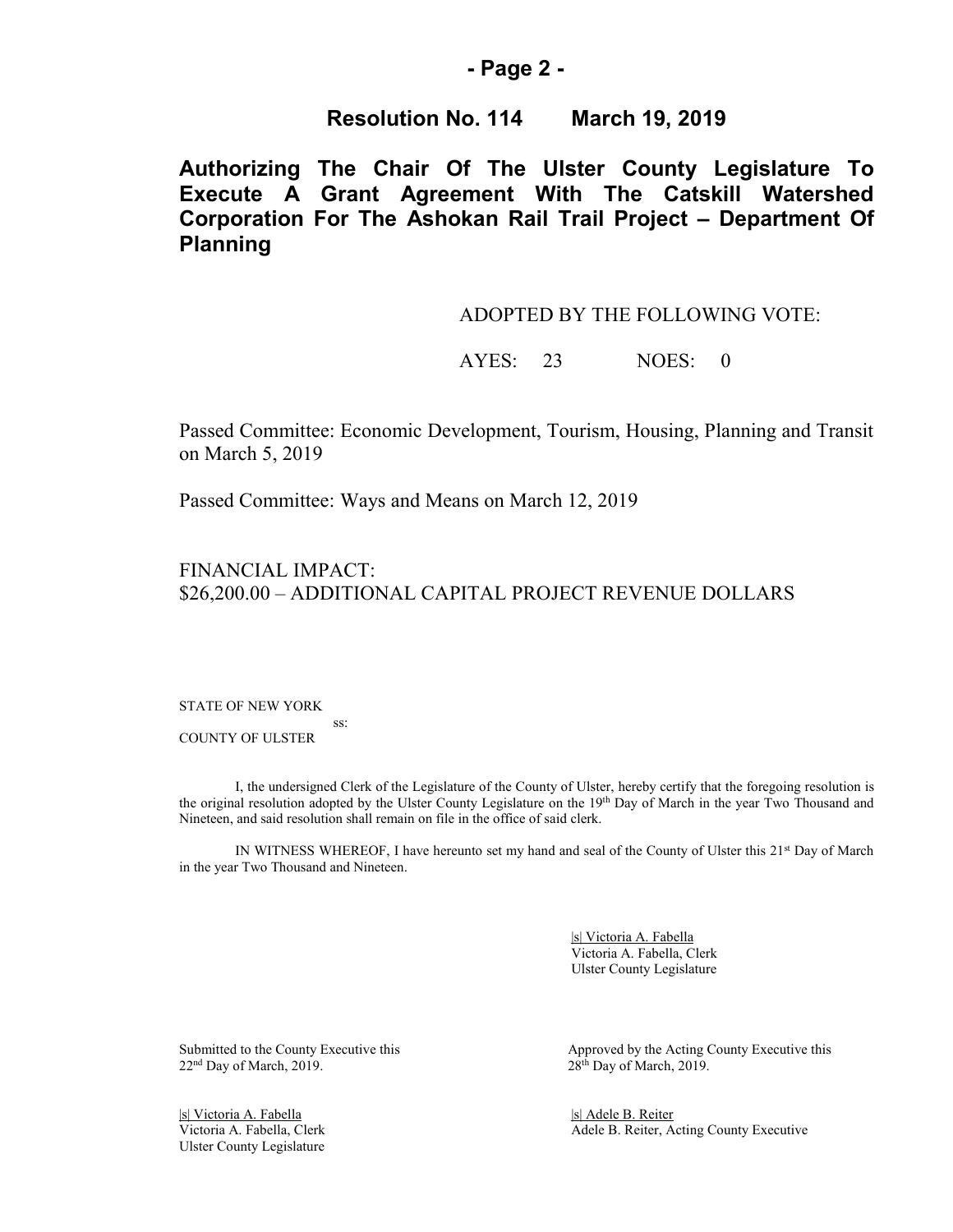## Resolution No. 114 March 19, 2019

## Authorizing The Chair Of The Ulster County Legislature To Execute A Grant Agreement With The Catskill Watershed Corporation For The Ashokan Rail Trail Project – Department Of Planning

ADOPTED BY THE FOLLOWING VOTE:

AYES: 23 NOES: 0

Passed Committee: Economic Development, Tourism, Housing, Planning and Transit on March 5, 2019

Passed Committee: Ways and Means on March 12, 2019

FINANCIAL IMPACT:
$26,200.00 – ADDITIONAL CAPITAL PROJECT REVENUE DOLLARS

STATE OF NEW YORK
ss:
COUNTY OF ULSTER

I, the undersigned Clerk of the Legislature of the County of Ulster, hereby certify that the foregoing resolution is the original resolution adopted by the Ulster County Legislature on the 19th Day of March in the year Two Thousand and Nineteen, and said resolution shall remain on file in the office of said clerk.

IN WITNESS WHEREOF, I have hereunto set my hand and seal of the County of Ulster this 21st Day of March in the year Two Thousand and Nineteen.

|s| Victoria A. Fabella
Victoria A. Fabella, Clerk
Ulster County Legislature

Submitted to the County Executive this 22nd Day of March, 2019.

|s| Victoria A. Fabella
Victoria A. Fabella, Clerk
Ulster County Legislature

Approved by the Acting County Executive this 28th Day of March, 2019.

|s| Adele B. Reiter
Adele B. Reiter, Acting County Executive